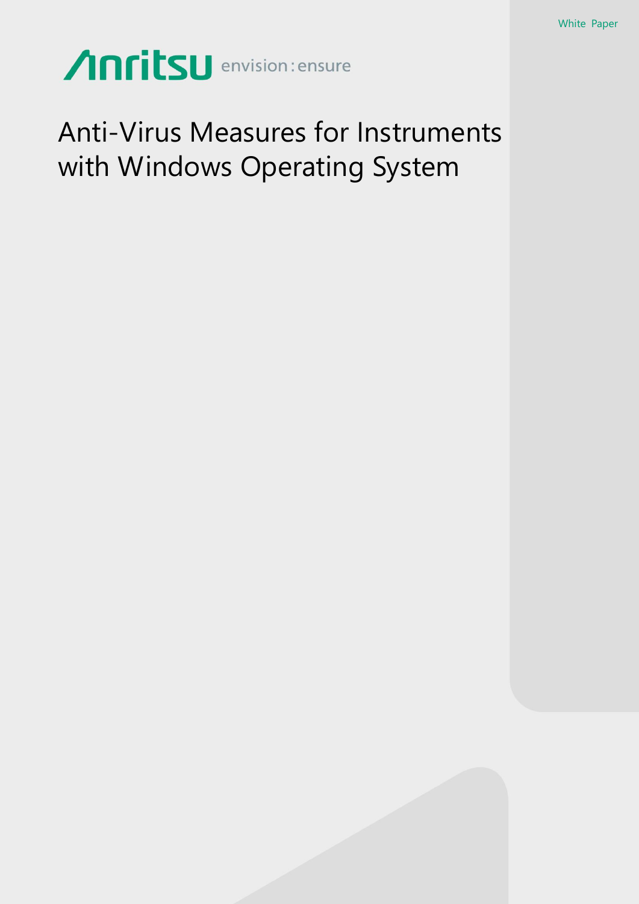White Paper

Anritsu envision : ensure

# Anti-Virus Measures for Instruments with Windows Operating System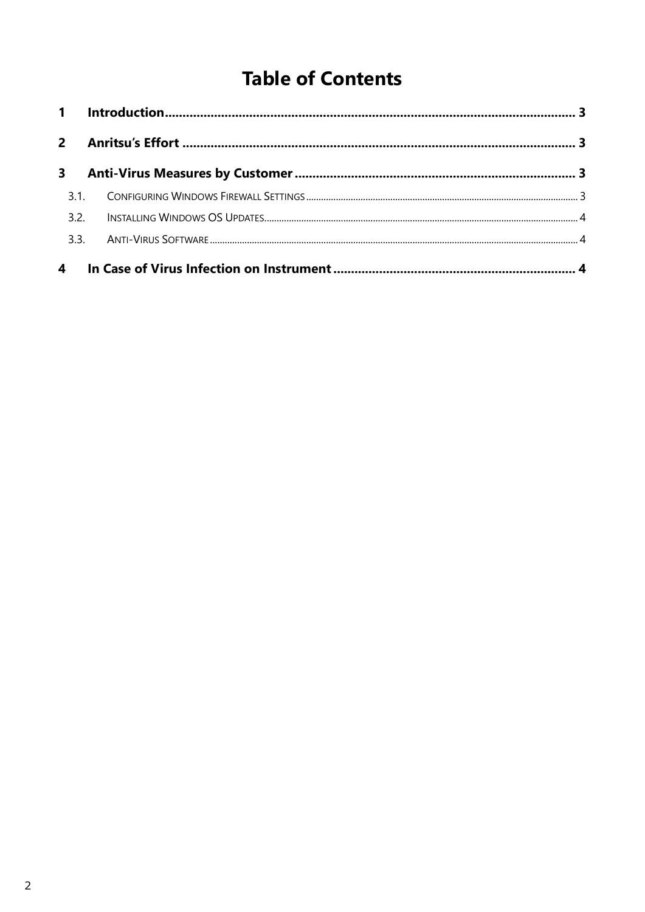# Table of Contents

1 Introduction ..... 3

2 Anritsu's Effort ..... 3

3 Anti-Virus Measures by Customer ..... 3

- 3.1. Configuring Windows Firewall Settings ..... 3
- 3.2. Installing Windows OS Updates ..... 4
- 3.3. Anti-Virus Software ..... 4

4 In Case of Virus Infection on Instrument ..... 4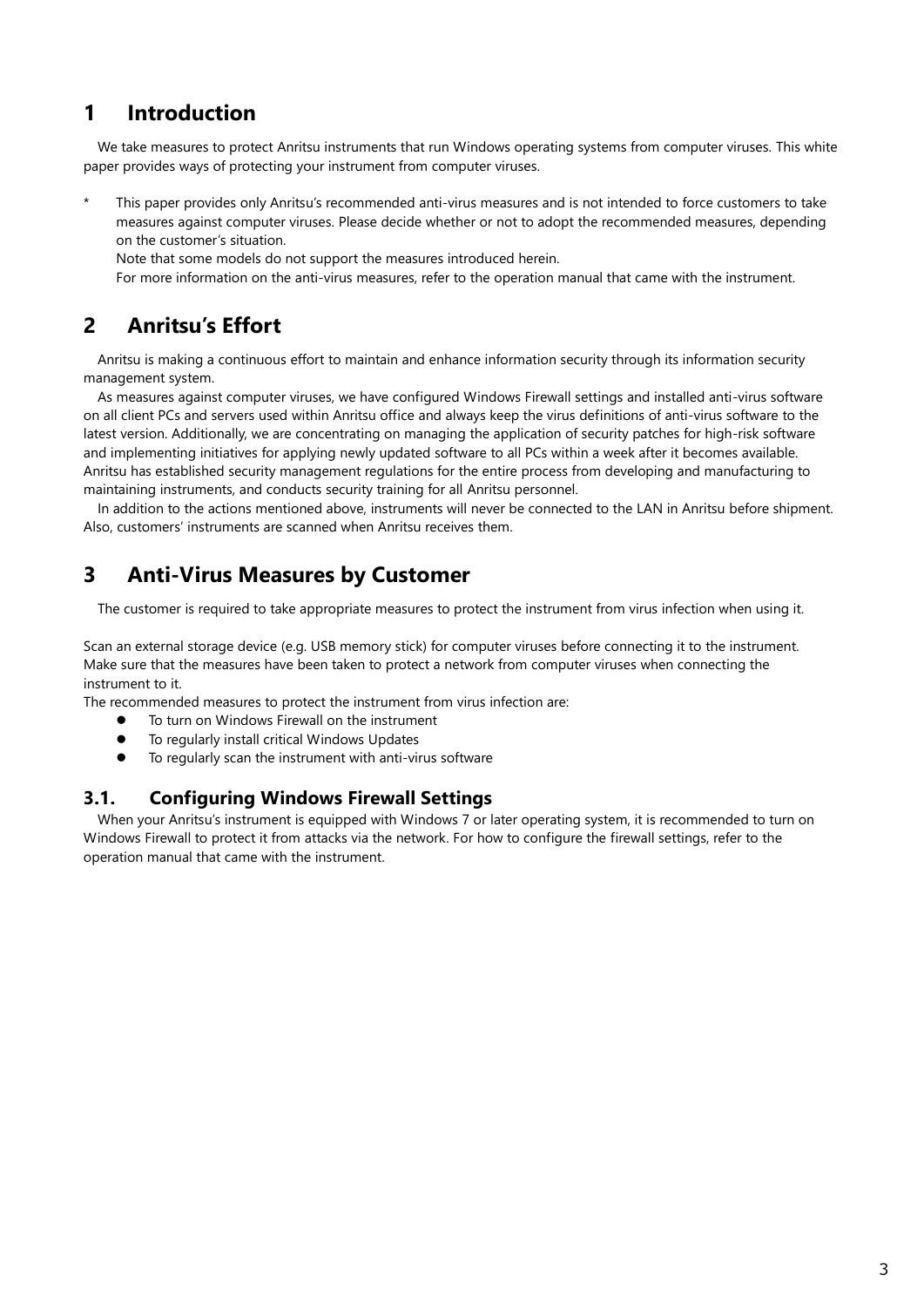# 1 Introduction

We take measures to protect Anritsu instruments that run Windows operating systems from computer viruses. This white paper provides ways of protecting your instrument from computer viruses.

* This paper provides only Anritsu's recommended anti-virus measures and is not intended to force customers to take measures against computer viruses. Please decide whether or not to adopt the recommended measures, depending on the customer's situation.
  Note that some models do not support the measures introduced herein.
  For more information on the anti-virus measures, refer to the operation manual that came with the instrument.

# 2 Anritsu's Effort

Anritsu is making a continuous effort to maintain and enhance information security through its information security management system.

As measures against computer viruses, we have configured Windows Firewall settings and installed anti-virus software on all client PCs and servers used within Anritsu office and always keep the virus definitions of anti-virus software to the latest version. Additionally, we are concentrating on managing the application of security patches for high-risk software and implementing initiatives for applying newly updated software to all PCs within a week after it becomes available. Anritsu has established security management regulations for the entire process from developing and manufacturing to maintaining instruments, and conducts security training for all Anritsu personnel.

In addition to the actions mentioned above, instruments will never be connected to the LAN in Anritsu before shipment. Also, customers' instruments are scanned when Anritsu receives them.

# 3 Anti-Virus Measures by Customer

The customer is required to take appropriate measures to protect the instrument from virus infection when using it.

Scan an external storage device (e.g. USB memory stick) for computer viruses before connecting it to the instrument.
Make sure that the measures have been taken to protect a network from computer viruses when connecting the instrument to it.
The recommended measures to protect the instrument from virus infection are:

- To turn on Windows Firewall on the instrument
- To regularly install critical Windows Updates
- To regularly scan the instrument with anti-virus software

## 3.1. Configuring Windows Firewall Settings

When your Anritsu's instrument is equipped with Windows 7 or later operating system, it is recommended to turn on Windows Firewall to protect it from attacks via the network. For how to configure the firewall settings, refer to the operation manual that came with the instrument.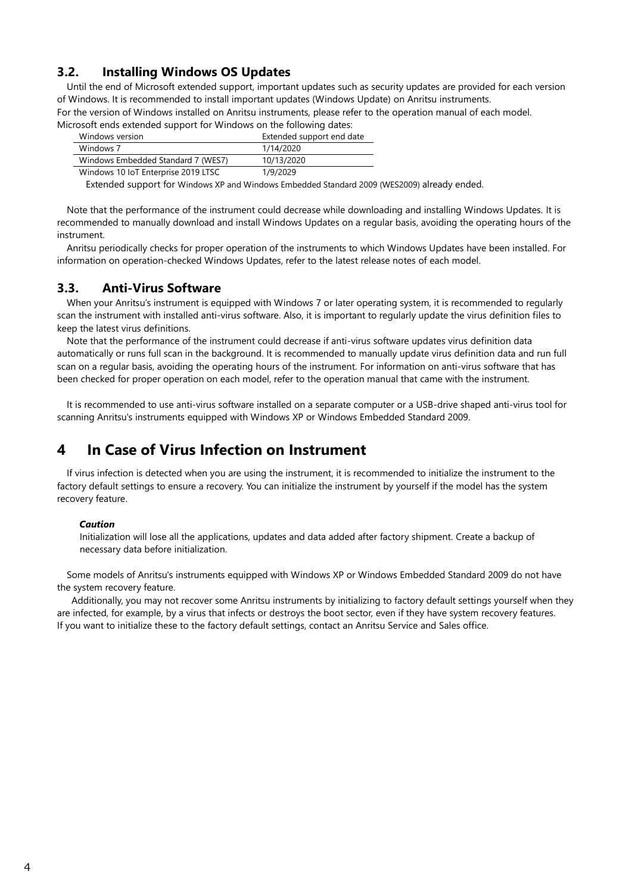### 3.2. Installing Windows OS Updates

Until the end of Microsoft extended support, important updates such as security updates are provided for each version of Windows. It is recommended to install important updates (Windows Update) on Anritsu instruments.
For the version of Windows installed on Anritsu instruments, please refer to the operation manual of each model.
Microsoft ends extended support for Windows on the following dates:

| Windows version | Extended support end date |
|---|---|
| Windows 7 | 1/14/2020 |
| Windows Embedded Standard 7 (WES7) | 10/13/2020 |
| Windows 10 IoT Enterprise 2019 LTSC | 1/9/2029 |

Extended support for Windows XP and Windows Embedded Standard 2009 (WES2009) already ended.

Note that the performance of the instrument could decrease while downloading and installing Windows Updates. It is recommended to manually download and install Windows Updates on a regular basis, avoiding the operating hours of the instrument.

Anritsu periodically checks for proper operation of the instruments to which Windows Updates have been installed. For information on operation-checked Windows Updates, refer to the latest release notes of each model.

### 3.3. Anti-Virus Software

When your Anritsu's instrument is equipped with Windows 7 or later operating system, it is recommended to regularly scan the instrument with installed anti-virus software. Also, it is important to regularly update the virus definition files to keep the latest virus definitions.

Note that the performance of the instrument could decrease if anti-virus software updates virus definition data automatically or runs full scan in the background. It is recommended to manually update virus definition data and run full scan on a regular basis, avoiding the operating hours of the instrument. For information on anti-virus software that has been checked for proper operation on each model, refer to the operation manual that came with the instrument.

It is recommended to use anti-virus software installed on a separate computer or a USB-drive shaped anti-virus tool for scanning Anritsu's instruments equipped with Windows XP or Windows Embedded Standard 2009.

## 4 In Case of Virus Infection on Instrument

If virus infection is detected when you are using the instrument, it is recommended to initialize the instrument to the factory default settings to ensure a recovery. You can initialize the instrument by yourself if the model has the system recovery feature.

> ***Caution***
> Initialization will lose all the applications, updates and data added after factory shipment. Create a backup of necessary data before initialization.

Some models of Anritsu's instruments equipped with Windows XP or Windows Embedded Standard 2009 do not have the system recovery feature.

Additionally, you may not recover some Anritsu instruments by initializing to factory default settings yourself when they are infected, for example, by a virus that infects or destroys the boot sector, even if they have system recovery features. If you want to initialize these to the factory default settings, contact an Anritsu Service and Sales office.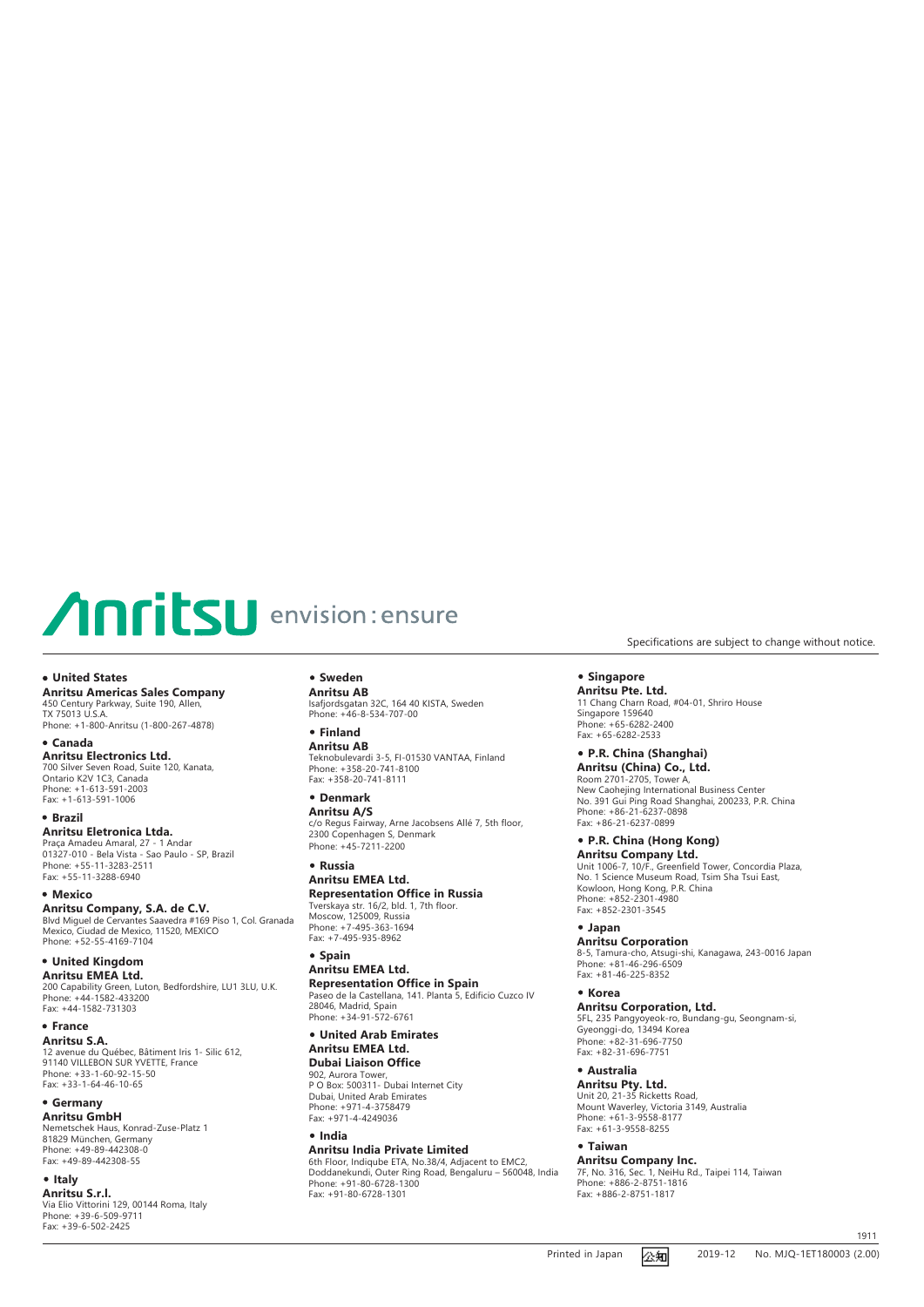Anritsu envision : ensure

Specifications are subject to change without notice.

**• United States**

**Anritsu Americas Sales Company**
450 Century Parkway, Suite 190, Allen,
TX 75013 U.S.A.
Phone: +1-800-Anritsu (1-800-267-4878)

**• Canada**

**Anritsu Electronics Ltd.**
700 Silver Seven Road, Suite 120, Kanata,
Ontario K2V 1C3, Canada
Phone: +1-613-591-2003
Fax: +1-613-591-1006

**• Brazil**

**Anritsu Eletronica Ltda.**
Praça Amadeu Amaral, 27 - 1 Andar
01327-010 - Bela Vista - Sao Paulo - SP, Brazil
Phone: +55-11-3283-2511
Fax: +55-11-3288-6940

**• Mexico**

**Anritsu Company, S.A. de C.V.**
Blvd Miguel de Cervantes Saavedra #169 Piso 1, Col. Granada
Mexico, Ciudad de Mexico, 11520, MEXICO
Phone: +52-55-4169-7104

**• United Kingdom**

**Anritsu EMEA Ltd.**
200 Capability Green, Luton, Bedfordshire, LU1 3LU, U.K.
Phone: +44-1582-433200
Fax: +44-1582-731303

**• France**

**Anritsu S.A.**
12 avenue du Québec, Bâtiment Iris 1- Silic 612,
91140 VILLEBON SUR YVETTE, France
Phone: +33-1-60-92-15-50
Fax: +33-1-64-46-10-65

**• Germany**

**Anritsu GmbH**
Nemetschek Haus, Konrad-Zuse-Platz 1
81829 München, Germany
Phone: +49-89-442308-0
Fax: +49-89-442308-55

**• Italy**

**Anritsu S.r.l.**
Via Elio Vittorini 129, 00144 Roma, Italy
Phone: +39-6-509-9711
Fax: +39-6-502-2425

**• Sweden**

**Anritsu AB**
Isafjordsgatan 32C, 164 40 KISTA, Sweden
Phone: +46-8-534-707-00

**• Finland**

**Anritsu AB**
Teknobulevardi 3-5, FI-01530 VANTAA, Finland
Phone: +358-20-741-8100
Fax: +358-20-741-8111

**• Denmark**

**Anritsu A/S**
c/o Regus Fairway, Arne Jacobsens Allé 7, 5th floor,
2300 Copenhagen S, Denmark
Phone: +45-7211-2200

**• Russia**

**Anritsu EMEA Ltd.**
**Representation Office in Russia**
Tverskaya str. 16/2, bld. 1, 7th floor.
Moscow, 125009, Russia
Phone: +7-495-363-1694
Fax: +7-495-935-8962

**• Spain**

**Anritsu EMEA Ltd.**
**Representation Office in Spain**
Paseo de la Castellana, 141. Planta 5, Edificio Cuzco IV
28046, Madrid, Spain
Phone: +34-91-572-6761

**• United Arab Emirates**

**Anritsu EMEA Ltd.**
**Dubai Liaison Office**
902, Aurora Tower,
P O Box: 500311- Dubai Internet City
Dubai, United Arab Emirates
Phone: +971-4-3758479
Fax: +971-4-4249036

**• India**

**Anritsu India Private Limited**
6th Floor, Indiqube ETA, No.38/4, Adjacent to EMC2,
Doddanekundi, Outer Ring Road, Bengaluru – 560048, India
Phone: +91-80-6728-1300
Fax: +91-80-6728-1301

**• Singapore**

**Anritsu Pte. Ltd.**
11 Chang Charn Road, #04-01, Shriro House
Singapore 159640
Phone: +65-6282-2400
Fax: +65-6282-2533

**• P.R. China (Shanghai)**

**Anritsu (China) Co., Ltd.**
Room 2701-2705, Tower A,
New Caohejing International Business Center
No. 391 Gui Ping Road Shanghai, 200233, P.R. China
Phone: +86-21-6237-0898
Fax: +86-21-6237-0899

**• P.R. China (Hong Kong)**

**Anritsu Company Ltd.**
Unit 1006-7, 10/F., Greenfield Tower, Concordia Plaza,
No. 1 Science Museum Road, Tsim Sha Tsui East,
Kowloon, Hong Kong, P.R. China
Phone: +852-2301-4980
Fax: +852-2301-3545

**• Japan**

**Anritsu Corporation**
8-5, Tamura-cho, Atsugi-shi, Kanagawa, 243-0016 Japan
Phone: +81-46-296-6509
Fax: +81-46-225-8352

**• Korea**

**Anritsu Corporation, Ltd.**
5FL, 235 Pangyoyeok-ro, Bundang-gu, Seongnam-si,
Gyeonggi-do, 13494 Korea
Phone: +82-31-696-7750
Fax: +82-31-696-7751

**• Australia**

**Anritsu Pty. Ltd.**
Unit 20, 21-35 Ricketts Road,
Mount Waverley, Victoria 3149, Australia
Phone: +61-3-9558-8177
Fax: +61-3-9558-8255

**• Taiwan**

**Anritsu Company Inc.**
7F, No. 316, Sec. 1, NeiHu Rd., Taipei 114, Taiwan
Phone: +886-2-8751-1816
Fax: +886-2-8751-1817

1911

Printed in Japan 公知 2019-12 No. MJQ-1ET180003 (2.00)